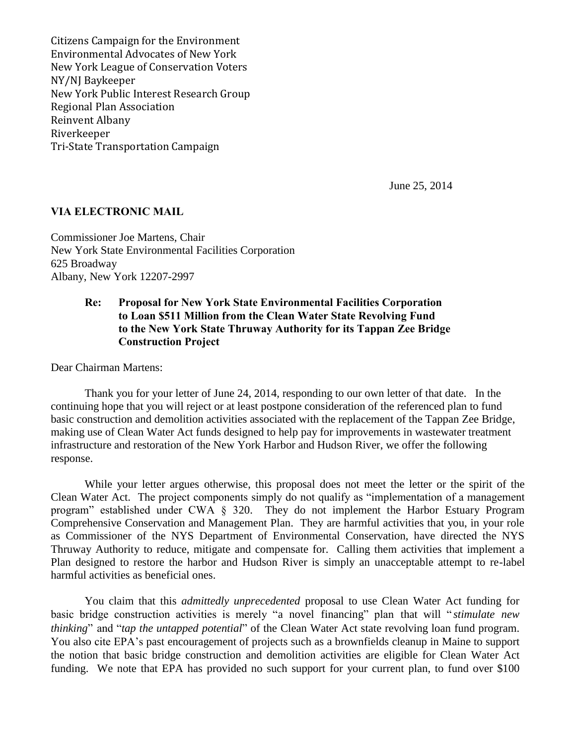Citizens Campaign for the Environment
Environmental Advocates of New York
New York League of Conservation Voters
NY/NJ Baykeeper
New York Public Interest Research Group
Regional Plan Association
Reinvent Albany
Riverkeeper
Tri-State Transportation Campaign

June 25, 2014

**VIA ELECTRONIC MAIL**

Commissioner Joe Martens, Chair
New York State Environmental Facilities Corporation
625 Broadway
Albany, New York 12207-2997

**Re: Proposal for New York State Environmental Facilities Corporation to Loan $511 Million from the Clean Water State Revolving Fund to the New York State Thruway Authority for its Tappan Zee Bridge Construction Project**

Dear Chairman Martens:

Thank you for your letter of June 24, 2014, responding to our own letter of that date. In the continuing hope that you will reject or at least postpone consideration of the referenced plan to fund basic construction and demolition activities associated with the replacement of the Tappan Zee Bridge, making use of Clean Water Act funds designed to help pay for improvements in wastewater treatment infrastructure and restoration of the New York Harbor and Hudson River, we offer the following response.

While your letter argues otherwise, this proposal does not meet the letter or the spirit of the Clean Water Act. The project components simply do not qualify as "implementation of a management program" established under CWA § 320. They do not implement the Harbor Estuary Program Comprehensive Conservation and Management Plan. They are harmful activities that you, in your role as Commissioner of the NYS Department of Environmental Conservation, have directed the NYS Thruway Authority to reduce, mitigate and compensate for. Calling them activities that implement a Plan designed to restore the harbor and Hudson River is simply an unacceptable attempt to re-label harmful activities as beneficial ones.

You claim that this *admittedly unprecedented* proposal to use Clean Water Act funding for basic bridge construction activities is merely "a novel financing" plan that will "*stimulate new thinking*" and "*tap the untapped potential*" of the Clean Water Act state revolving loan fund program. You also cite EPA's past encouragement of projects such as a brownfields cleanup in Maine to support the notion that basic bridge construction and demolition activities are eligible for Clean Water Act funding. We note that EPA has provided no such support for your current plan, to fund over $100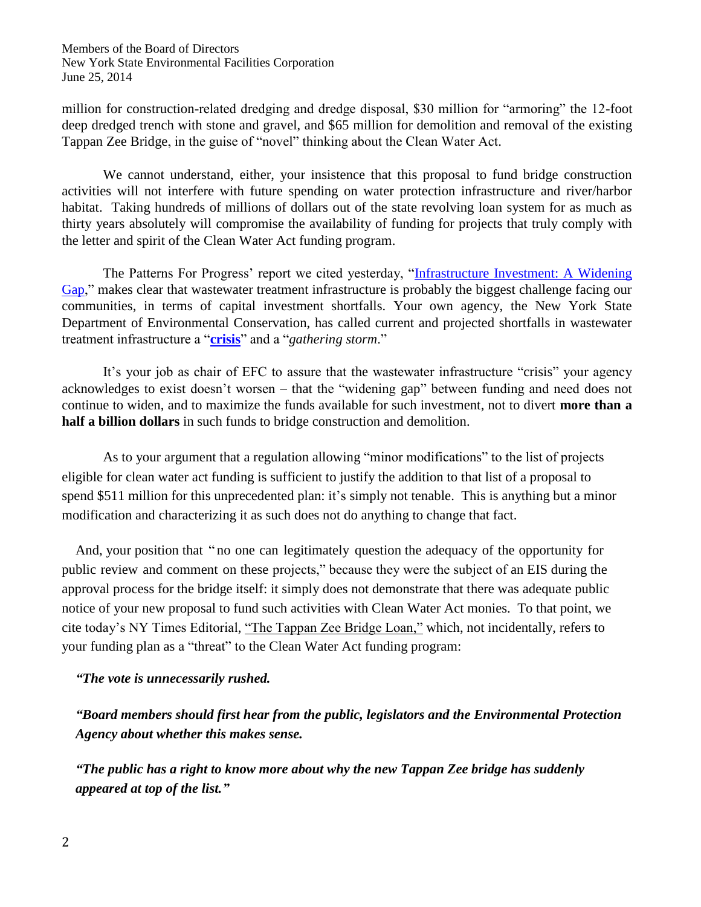million for construction-related dredging and dredge disposal, $30 million for "armoring" the 12-foot deep dredged trench with stone and gravel, and $65 million for demolition and removal of the existing Tappan Zee Bridge, in the guise of "novel" thinking about the Clean Water Act.

We cannot understand, either, your insistence that this proposal to fund bridge construction activities will not interfere with future spending on water protection infrastructure and river/harbor habitat. Taking hundreds of millions of dollars out of the state revolving loan system for as much as thirty years absolutely will compromise the availability of funding for projects that truly comply with the letter and spirit of the Clean Water Act funding program.

The Patterns For Progress' report we cited yesterday, "Infrastructure Investment: A Widening Gap," makes clear that wastewater treatment infrastructure is probably the biggest challenge facing our communities, in terms of capital investment shortfalls. Your own agency, the New York State Department of Environmental Conservation, has called current and projected shortfalls in wastewater treatment infrastructure a "**crisis**" and a "*gathering storm*."

It's your job as chair of EFC to assure that the wastewater infrastructure "crisis" your agency acknowledges to exist doesn't worsen – that the "widening gap" between funding and need does not continue to widen, and to maximize the funds available for such investment, not to divert **more than a half a billion dollars** in such funds to bridge construction and demolition.

As to your argument that a regulation allowing "minor modifications" to the list of projects eligible for clean water act funding is sufficient to justify the addition to that list of a proposal to spend $511 million for this unprecedented plan: it's simply not tenable. This is anything but a minor modification and characterizing it as such does not do anything to change that fact.

And, your position that "no one can legitimately question the adequacy of the opportunity for public review and comment on these projects," because they were the subject of an EIS during the approval process for the bridge itself: it simply does not demonstrate that there was adequate public notice of your new proposal to fund such activities with Clean Water Act monies. To that point, we cite today's NY Times Editorial, "The Tappan Zee Bridge Loan," which, not incidentally, refers to your funding plan as a "threat" to the Clean Water Act funding program:

***"The vote is unnecessarily rushed.***

***"Board members should first hear from the public, legislators and the Environmental Protection Agency about whether this makes sense.***

***"The public has a right to know more about why the new Tappan Zee bridge has suddenly appeared at top of the list."***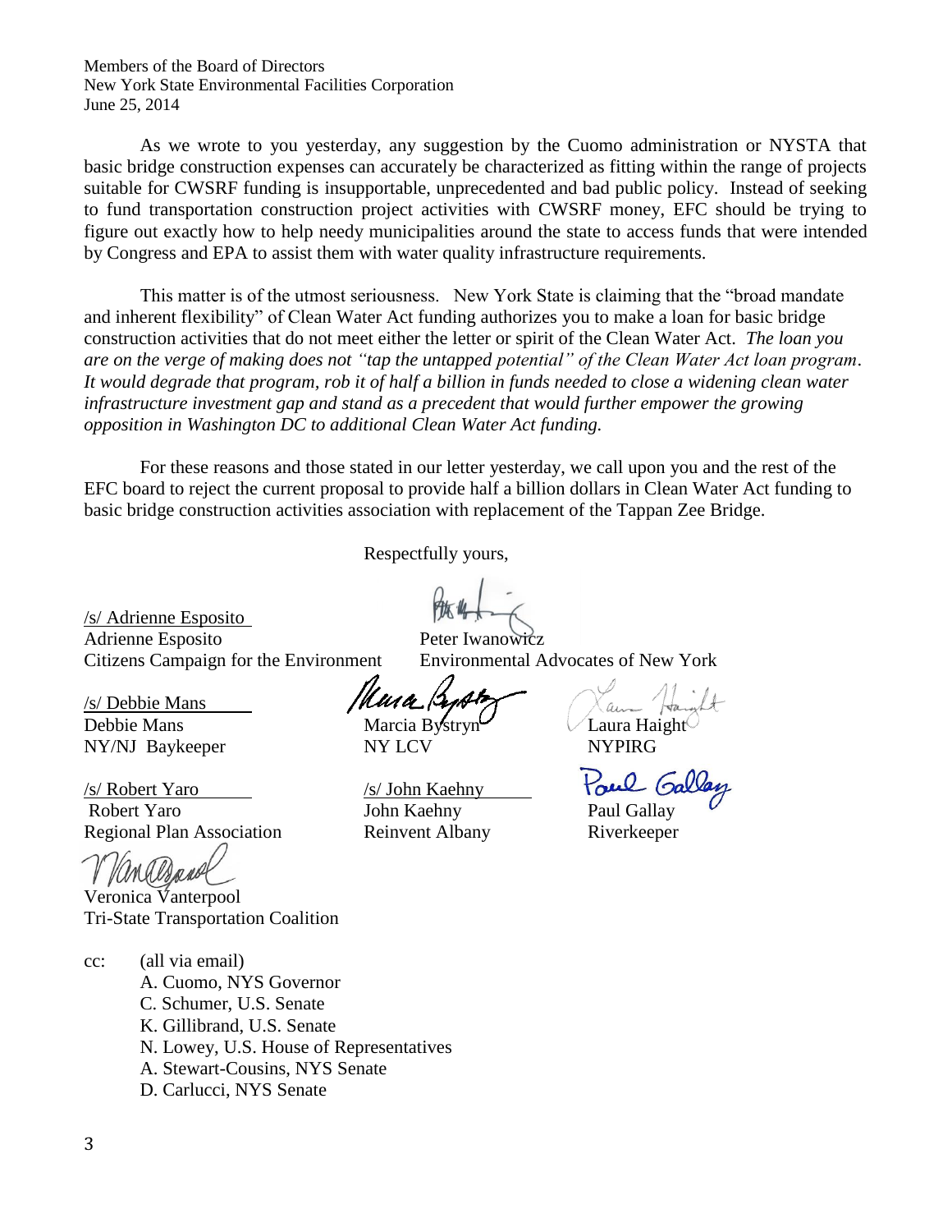Members of the Board of Directors
New York State Environmental Facilities Corporation
June 25, 2014

As we wrote to you yesterday, any suggestion by the Cuomo administration or NYSTA that basic bridge construction expenses can accurately be characterized as fitting within the range of projects suitable for CWSRF funding is insupportable, unprecedented and bad public policy. Instead of seeking to fund transportation construction project activities with CWSRF money, EFC should be trying to figure out exactly how to help needy municipalities around the state to access funds that were intended by Congress and EPA to assist them with water quality infrastructure requirements.

This matter is of the utmost seriousness. New York State is claiming that the "broad mandate and inherent flexibility" of Clean Water Act funding authorizes you to make a loan for basic bridge construction activities that do not meet either the letter or spirit of the Clean Water Act. *The loan you are on the verge of making does not "tap the untapped potential" of the Clean Water Act loan program. It would degrade that program, rob it of half a billion in funds needed to close a widening clean water infrastructure investment gap and stand as a precedent that would further empower the growing opposition in Washington DC to additional Clean Water Act funding.*

For these reasons and those stated in our letter yesterday, we call upon you and the rest of the EFC board to reject the current proposal to provide half a billion dollars in Clean Water Act funding to basic bridge construction activities association with replacement of the Tappan Zee Bridge.

Respectfully yours,

/s/ Adrienne Esposito
Adrienne Esposito
Citizens Campaign for the Environment

Peter Iwanowicz
Environmental Advocates of New York

/s/ Debbie Mans
Debbie Mans
NY/NJ Baykeeper

Marcia Bystryn
NY LCV

Laura Haight
NYPIRG

/s/ Robert Yaro
Robert Yaro
Regional Plan Association

/s/ John Kaehny
John Kaehny
Reinvent Albany

Paul Gallay
Riverkeeper

Veronica Vanterpool
Tri-State Transportation Coalition

cc: (all via email)
A. Cuomo, NYS Governor
C. Schumer, U.S. Senate
K. Gillibrand, U.S. Senate
N. Lowey, U.S. House of Representatives
A. Stewart-Cousins, NYS Senate
D. Carlucci, NYS Senate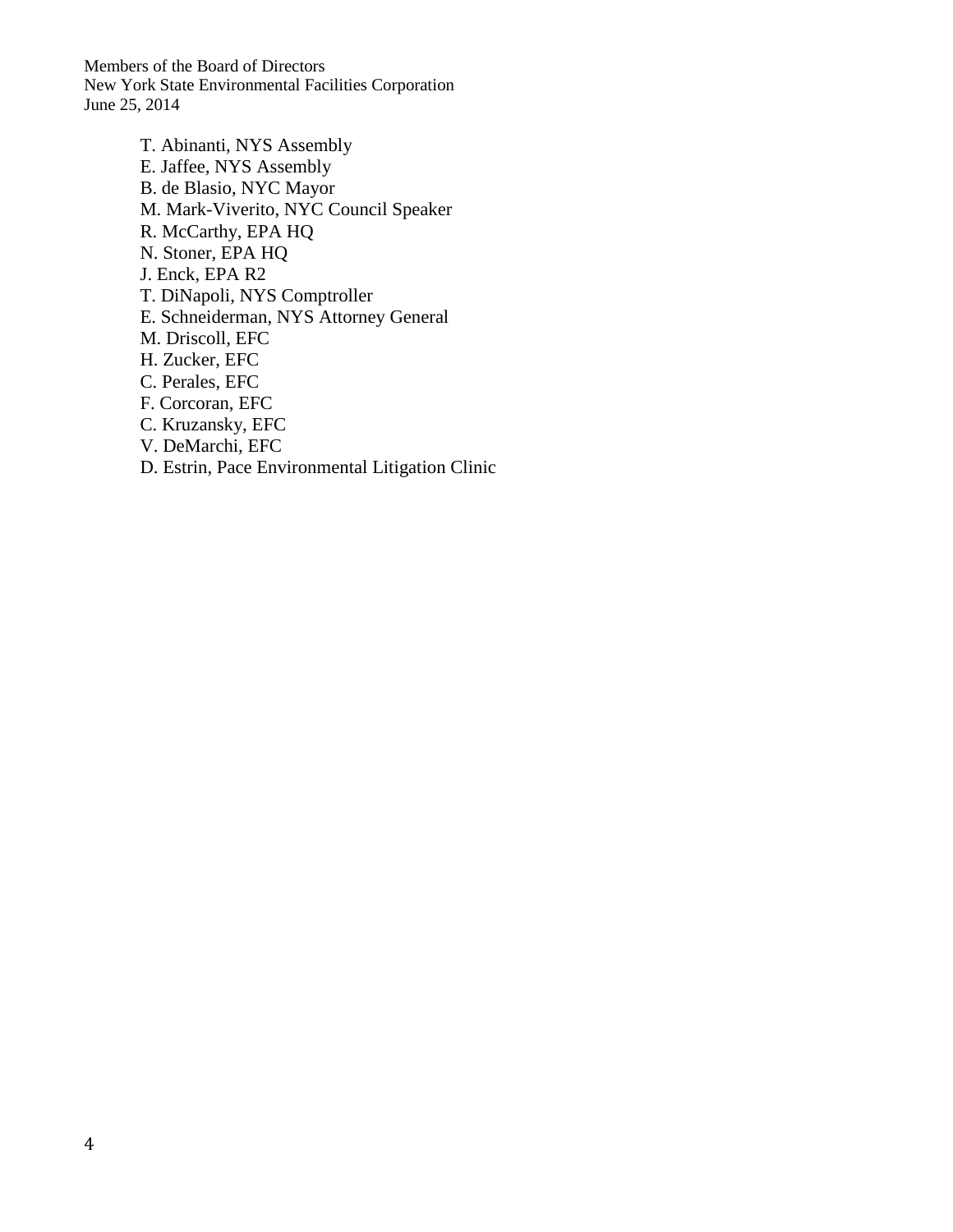T. Abinanti, NYS Assembly
E. Jaffee, NYS Assembly
B. de Blasio, NYC Mayor
M. Mark-Viverito, NYC Council Speaker
R. McCarthy, EPA HQ
N. Stoner, EPA HQ
J. Enck, EPA R2
T. DiNapoli, NYS Comptroller
E. Schneiderman, NYS Attorney General
M. Driscoll, EFC
H. Zucker, EFC
C. Perales, EFC
F. Corcoran, EFC
C. Kruzansky, EFC
V. DeMarchi, EFC
D. Estrin, Pace Environmental Litigation Clinic